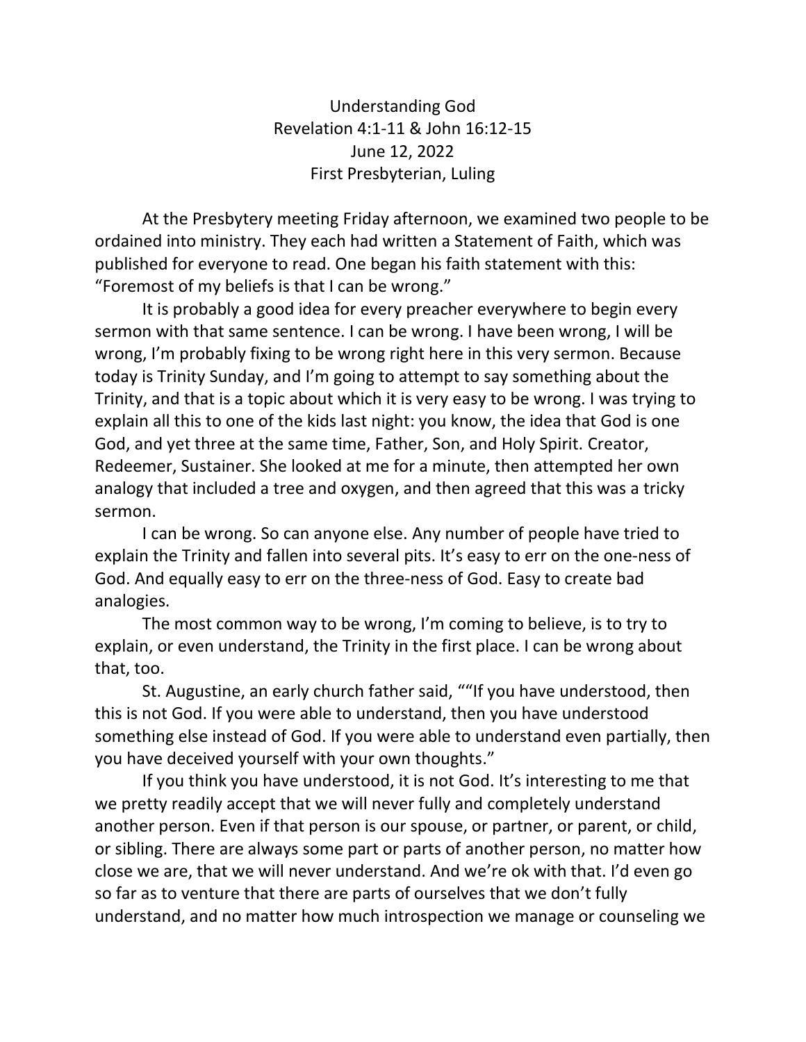# Understanding God

Revelation 4:1-11 & John 16:12-15

June 12, 2022

First Presbyterian, Luling

At the Presbytery meeting Friday afternoon, we examined two people to be ordained into ministry. They each had written a Statement of Faith, which was published for everyone to read. One began his faith statement with this: "Foremost of my beliefs is that I can be wrong."

It is probably a good idea for every preacher everywhere to begin every sermon with that same sentence. I can be wrong. I have been wrong, I will be wrong, I'm probably fixing to be wrong right here in this very sermon. Because today is Trinity Sunday, and I'm going to attempt to say something about the Trinity, and that is a topic about which it is very easy to be wrong. I was trying to explain all this to one of the kids last night: you know, the idea that God is one God, and yet three at the same time, Father, Son, and Holy Spirit. Creator, Redeemer, Sustainer. She looked at me for a minute, then attempted her own analogy that included a tree and oxygen, and then agreed that this was a tricky sermon.

I can be wrong. So can anyone else. Any number of people have tried to explain the Trinity and fallen into several pits. It's easy to err on the one-ness of God. And equally easy to err on the three-ness of God. Easy to create bad analogies.

The most common way to be wrong, I'm coming to believe, is to try to explain, or even understand, the Trinity in the first place. I can be wrong about that, too.

St. Augustine, an early church father said, ""If you have understood, then this is not God. If you were able to understand, then you have understood something else instead of God. If you were able to understand even partially, then you have deceived yourself with your own thoughts."

If you think you have understood, it is not God. It's interesting to me that we pretty readily accept that we will never fully and completely understand another person. Even if that person is our spouse, or partner, or parent, or child, or sibling. There are always some part or parts of another person, no matter how close we are, that we will never understand. And we're ok with that. I'd even go so far as to venture that there are parts of ourselves that we don't fully understand, and no matter how much introspection we manage or counseling we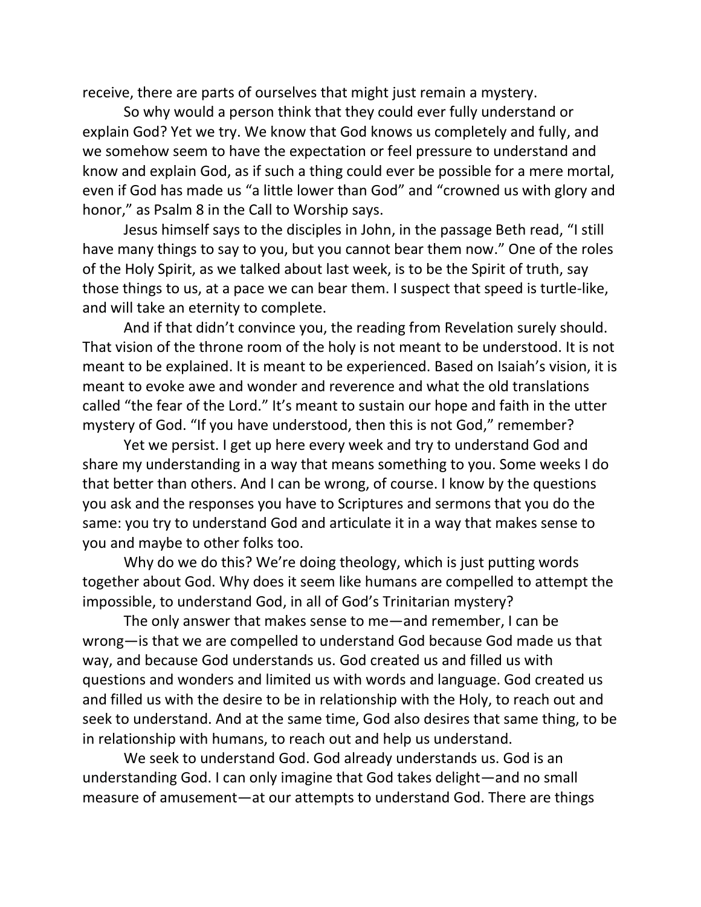receive, there are parts of ourselves that might just remain a mystery.

So why would a person think that they could ever fully understand or explain God? Yet we try. We know that God knows us completely and fully, and we somehow seem to have the expectation or feel pressure to understand and know and explain God, as if such a thing could ever be possible for a mere mortal, even if God has made us "a little lower than God" and "crowned us with glory and honor," as Psalm 8 in the Call to Worship says.

Jesus himself says to the disciples in John, in the passage Beth read, "I still have many things to say to you, but you cannot bear them now." One of the roles of the Holy Spirit, as we talked about last week, is to be the Spirit of truth, say those things to us, at a pace we can bear them. I suspect that speed is turtle-like, and will take an eternity to complete.

And if that didn't convince you, the reading from Revelation surely should. That vision of the throne room of the holy is not meant to be understood. It is not meant to be explained. It is meant to be experienced. Based on Isaiah's vision, it is meant to evoke awe and wonder and reverence and what the old translations called "the fear of the Lord." It's meant to sustain our hope and faith in the utter mystery of God. "If you have understood, then this is not God," remember?

Yet we persist. I get up here every week and try to understand God and share my understanding in a way that means something to you. Some weeks I do that better than others. And I can be wrong, of course. I know by the questions you ask and the responses you have to Scriptures and sermons that you do the same: you try to understand God and articulate it in a way that makes sense to you and maybe to other folks too.

Why do we do this? We're doing theology, which is just putting words together about God. Why does it seem like humans are compelled to attempt the impossible, to understand God, in all of God's Trinitarian mystery?

The only answer that makes sense to me—and remember, I can be wrong—is that we are compelled to understand God because God made us that way, and because God understands us. God created us and filled us with questions and wonders and limited us with words and language. God created us and filled us with the desire to be in relationship with the Holy, to reach out and seek to understand. And at the same time, God also desires that same thing, to be in relationship with humans, to reach out and help us understand.

We seek to understand God. God already understands us. God is an understanding God. I can only imagine that God takes delight—and no small measure of amusement—at our attempts to understand God. There are things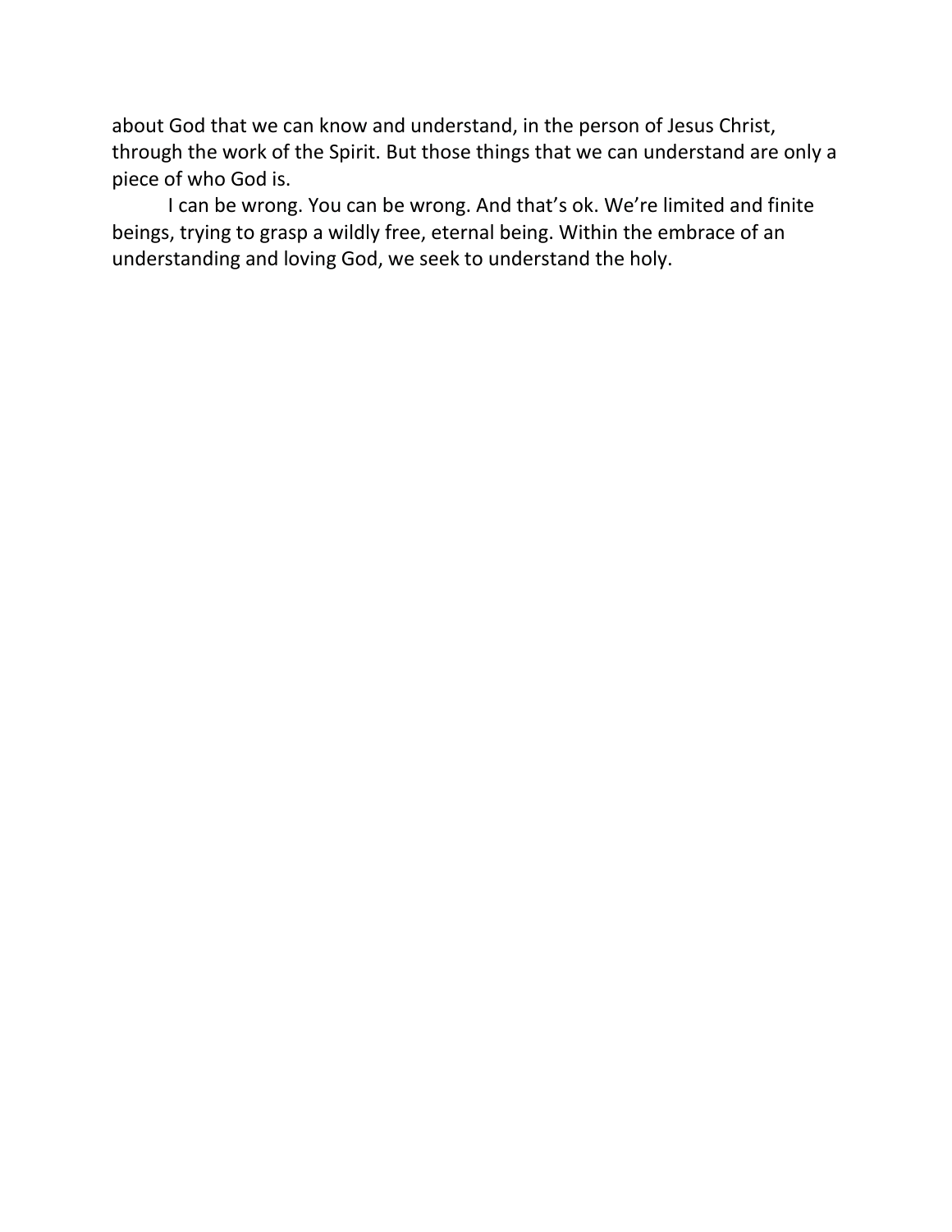about God that we can know and understand, in the person of Jesus Christ, through the work of the Spirit. But those things that we can understand are only a piece of who God is.

I can be wrong. You can be wrong. And that's ok. We're limited and finite beings, trying to grasp a wildly free, eternal being. Within the embrace of an understanding and loving God, we seek to understand the holy.